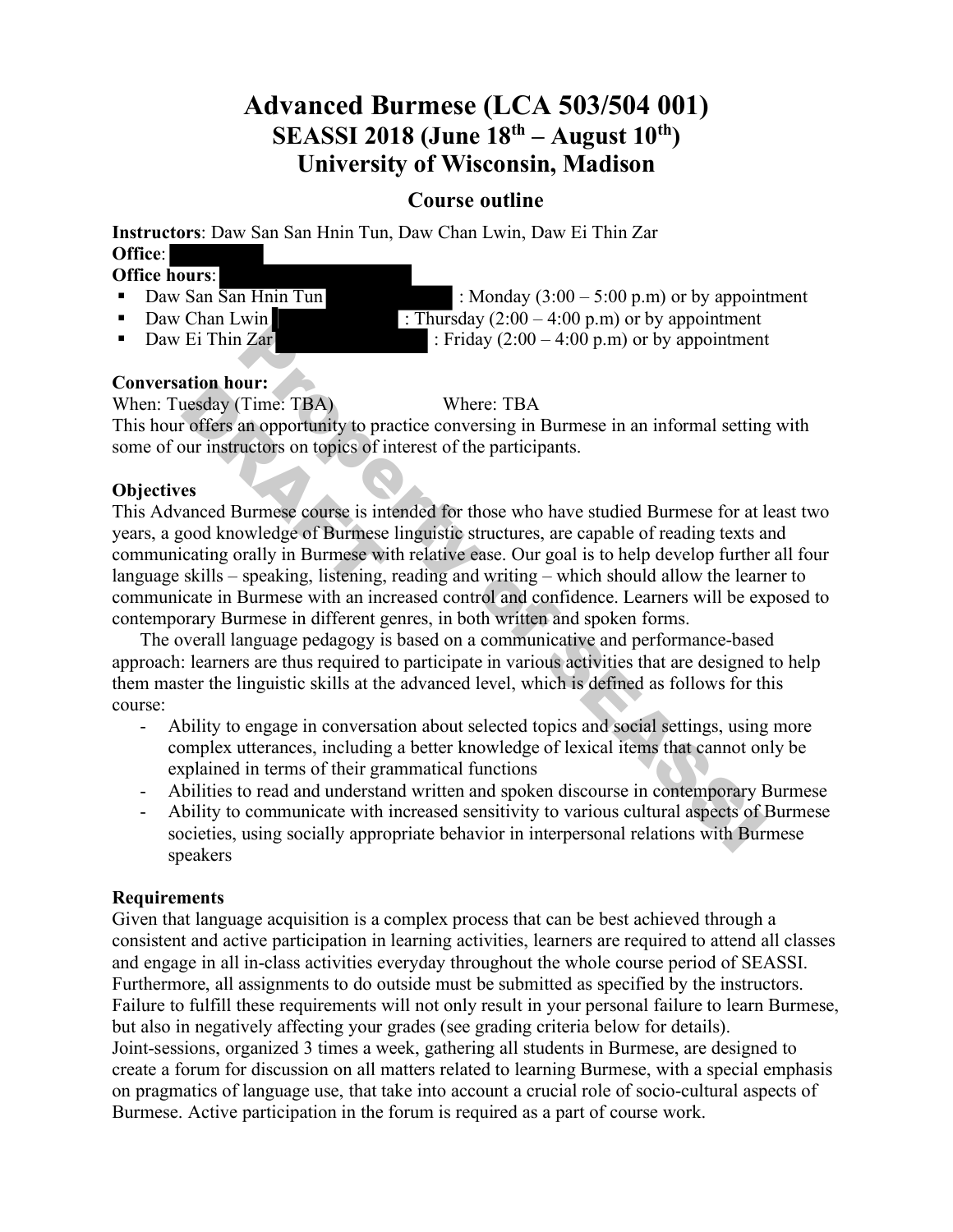# Advanced Burmese (LCA 503/504 001)
## SEASSI 2018 (June 18th – August 10th)
## University of Wisconsin, Madison

### Course outline

**Instructors**: Daw San San Hnin Tun, Daw Chan Lwin, Daw Ei Thin Zar

**Office**:

**Office hours**:

- Daw San San Hnin Tun : Monday (3:00 – 5:00 p.m) or by appointment
- Daw Chan Lwin : Thursday (2:00 – 4:00 p.m) or by appointment
- Daw Ei Thin Zar : Friday (2:00 – 4:00 p.m) or by appointment

**Conversation hour:**

When: Tuesday (Time: TBA) Where: TBA

This hour offers an opportunity to practice conversing in Burmese in an informal setting with some of our instructors on topics of interest of the participants.

**Objectives**

This Advanced Burmese course is intended for those who have studied Burmese for at least two years, a good knowledge of Burmese linguistic structures, are capable of reading texts and communicating orally in Burmese with relative ease. Our goal is to help develop further all four language skills – speaking, listening, reading and writing – which should allow the learner to communicate in Burmese with an increased control and confidence. Learners will be exposed to contemporary Burmese in different genres, in both written and spoken forms.

The overall language pedagogy is based on a communicative and performance-based approach: learners are thus required to participate in various activities that are designed to help them master the linguistic skills at the advanced level, which is defined as follows for this course:

- Ability to engage in conversation about selected topics and social settings, using more complex utterances, including a better knowledge of lexical items that cannot only be explained in terms of their grammatical functions
- Abilities to read and understand written and spoken discourse in contemporary Burmese
- Ability to communicate with increased sensitivity to various cultural aspects of Burmese societies, using socially appropriate behavior in interpersonal relations with Burmese speakers

**Requirements**

Given that language acquisition is a complex process that can be best achieved through a consistent and active participation in learning activities, learners are required to attend all classes and engage in all in-class activities everyday throughout the whole course period of SEASSI. Furthermore, all assignments to do outside must be submitted as specified by the instructors. Failure to fulfill these requirements will not only result in your personal failure to learn Burmese, but also in negatively affecting your grades (see grading criteria below for details).
Joint-sessions, organized 3 times a week, gathering all students in Burmese, are designed to create a forum for discussion on all matters related to learning Burmese, with a special emphasis on pragmatics of language use, that take into account a crucial role of socio-cultural aspects of Burmese. Active participation in the forum is required as a part of course work.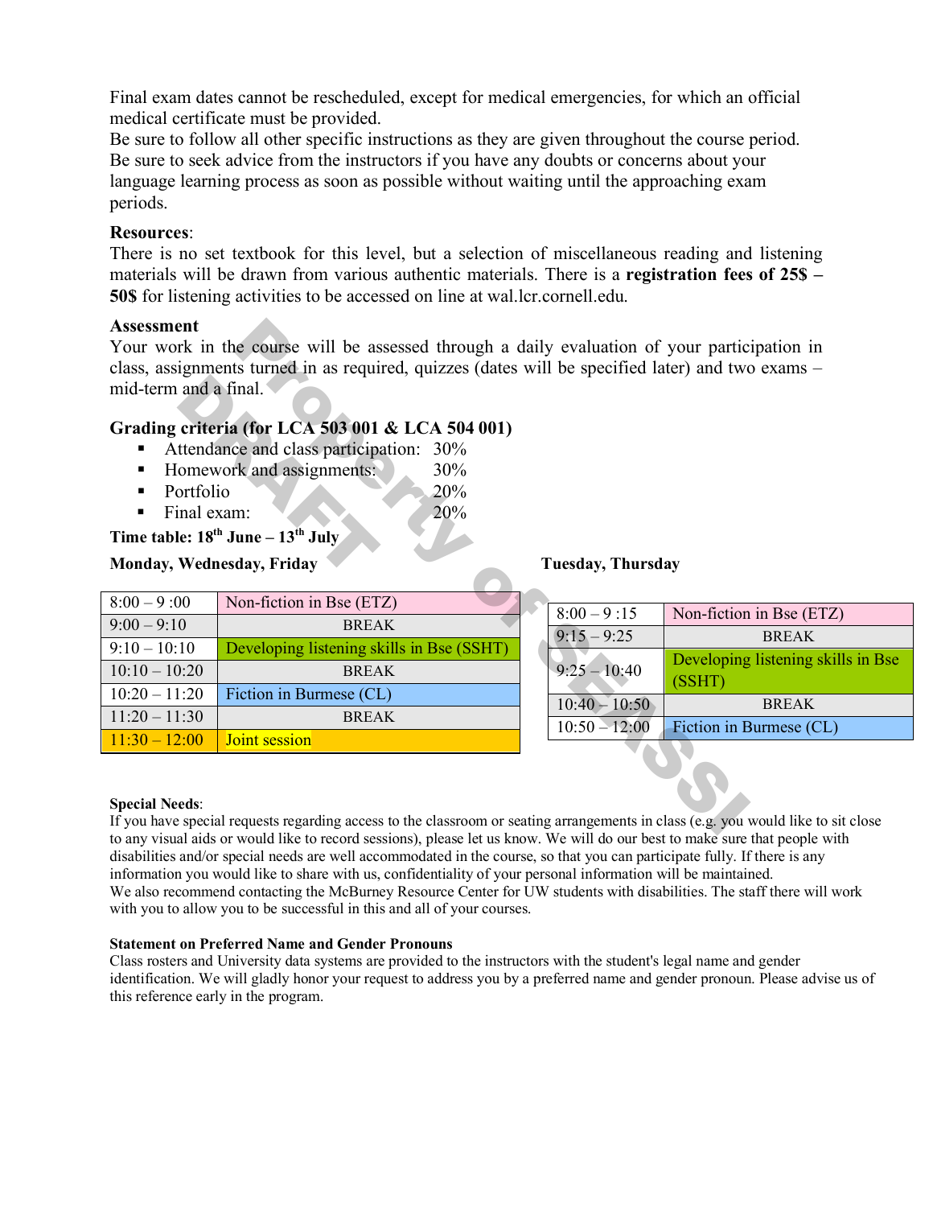Final exam dates cannot be rescheduled, except for medical emergencies, for which an official medical certificate must be provided.
Be sure to follow all other specific instructions as they are given throughout the course period.
Be sure to seek advice from the instructors if you have any doubts or concerns about your language learning process as soon as possible without waiting until the approaching exam periods.

**Resources**:
There is no set textbook for this level, but a selection of miscellaneous reading and listening materials will be drawn from various authentic materials. There is a **registration fees of 25$ – 50$** for listening activities to be accessed on line at wal.lcr.cornell.edu.

**Assessment**
Your work in the course will be assessed through a daily evaluation of your participation in class, assignments turned in as required, quizzes (dates will be specified later) and two exams – mid-term and a final.

### Grading criteria (for LCA 503 001 & LCA 504 001)

- Attendance and class participation: 30%
- Homework and assignments: 30%
- Portfolio 20%
- Final exam: 20%

**Time table: 18th June – 13th July**

**Monday, Wednesday, Friday**

| | |
|---|---|
| 8:00 – 9 :00 | Non-fiction in Bse (ETZ) |
| 9:00 – 9:10 | BREAK |
| 9:10 – 10:10 | Developing listening skills in Bse (SSHT) |
| 10:10 – 10:20 | BREAK |
| 10:20 – 11:20 | Fiction in Burmese (CL) |
| 11:20 – 11:30 | BREAK |
| 11:30 – 12:00 | Joint session |

**Tuesday, Thursday**

| | |
|---|---|
| 8:00 – 9 :15 | Non-fiction in Bse (ETZ) |
| 9:15 – 9:25 | BREAK |
| 9:25 – 10:40 | Developing listening skills in Bse (SSHT) |
| 10:40 – 10:50 | BREAK |
| 10:50 – 12:00 | Fiction in Burmese (CL) |

**Special Needs**:
If you have special requests regarding access to the classroom or seating arrangements in class (e.g. you would like to sit close to any visual aids or would like to record sessions), please let us know. We will do our best to make sure that people with disabilities and/or special needs are well accommodated in the course, so that you can participate fully. If there is any information you would like to share with us, confidentiality of your personal information will be maintained.
We also recommend contacting the McBurney Resource Center for UW students with disabilities. The staff there will work with you to allow you to be successful in this and all of your courses.

**Statement on Preferred Name and Gender Pronouns**
Class rosters and University data systems are provided to the instructors with the student's legal name and gender identification. We will gladly honor your request to address you by a preferred name and gender pronoun. Please advise us of this reference early in the program.